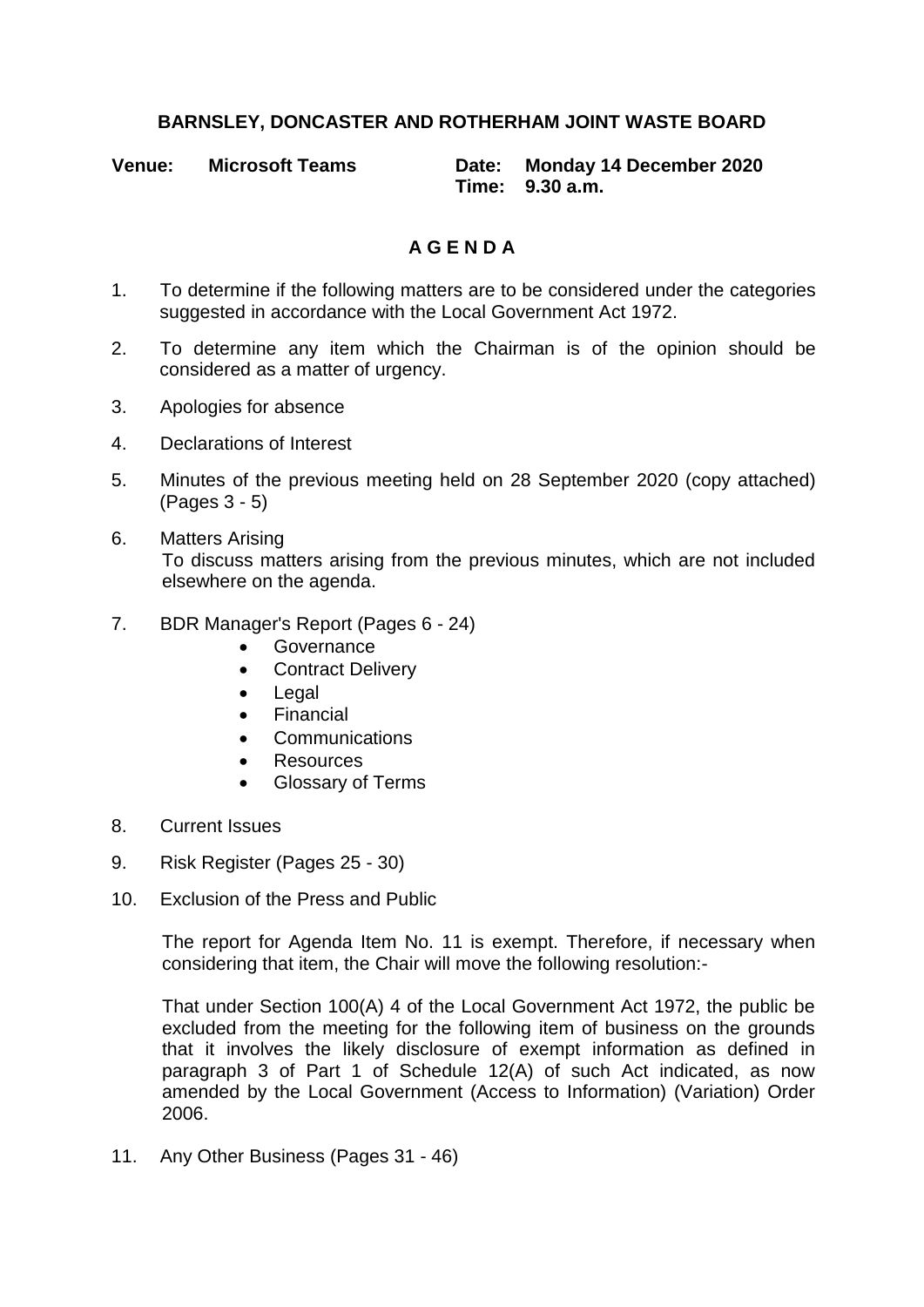# BARNSLEY, DONCASTER AND ROTHERHAM JOINT WASTE BOARD

**Venue: Microsoft Teams** **Date: Monday 14 December 2020**
**Time: 9.30 a.m.**

## A G E N D A

1. To determine if the following matters are to be considered under the categories suggested in accordance with the Local Government Act 1972.

2. To determine any item which the Chairman is of the opinion should be considered as a matter of urgency.

3. Apologies for absence

4. Declarations of Interest

5. Minutes of the previous meeting held on 28 September 2020 (copy attached) (Pages 3 - 5)

6. Matters Arising
   To discuss matters arising from the previous minutes, which are not included elsewhere on the agenda.

7. BDR Manager's Report (Pages 6 - 24)
   - Governance
   - Contract Delivery
   - Legal
   - Financial
   - Communications
   - Resources
   - Glossary of Terms

8. Current Issues

9. Risk Register (Pages 25 - 30)

10. Exclusion of the Press and Public

    The report for Agenda Item No. 11 is exempt. Therefore, if necessary when considering that item, the Chair will move the following resolution:-

    That under Section 100(A) 4 of the Local Government Act 1972, the public be excluded from the meeting for the following item of business on the grounds that it involves the likely disclosure of exempt information as defined in paragraph 3 of Part 1 of Schedule 12(A) of such Act indicated, as now amended by the Local Government (Access to Information) (Variation) Order 2006.

11. Any Other Business (Pages 31 - 46)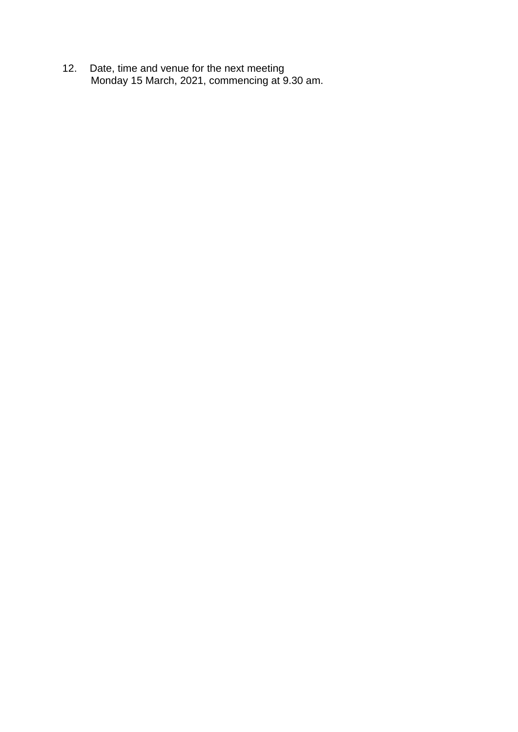12. Date, time and venue for the next meeting

    Monday 15 March, 2021, commencing at 9.30 am.